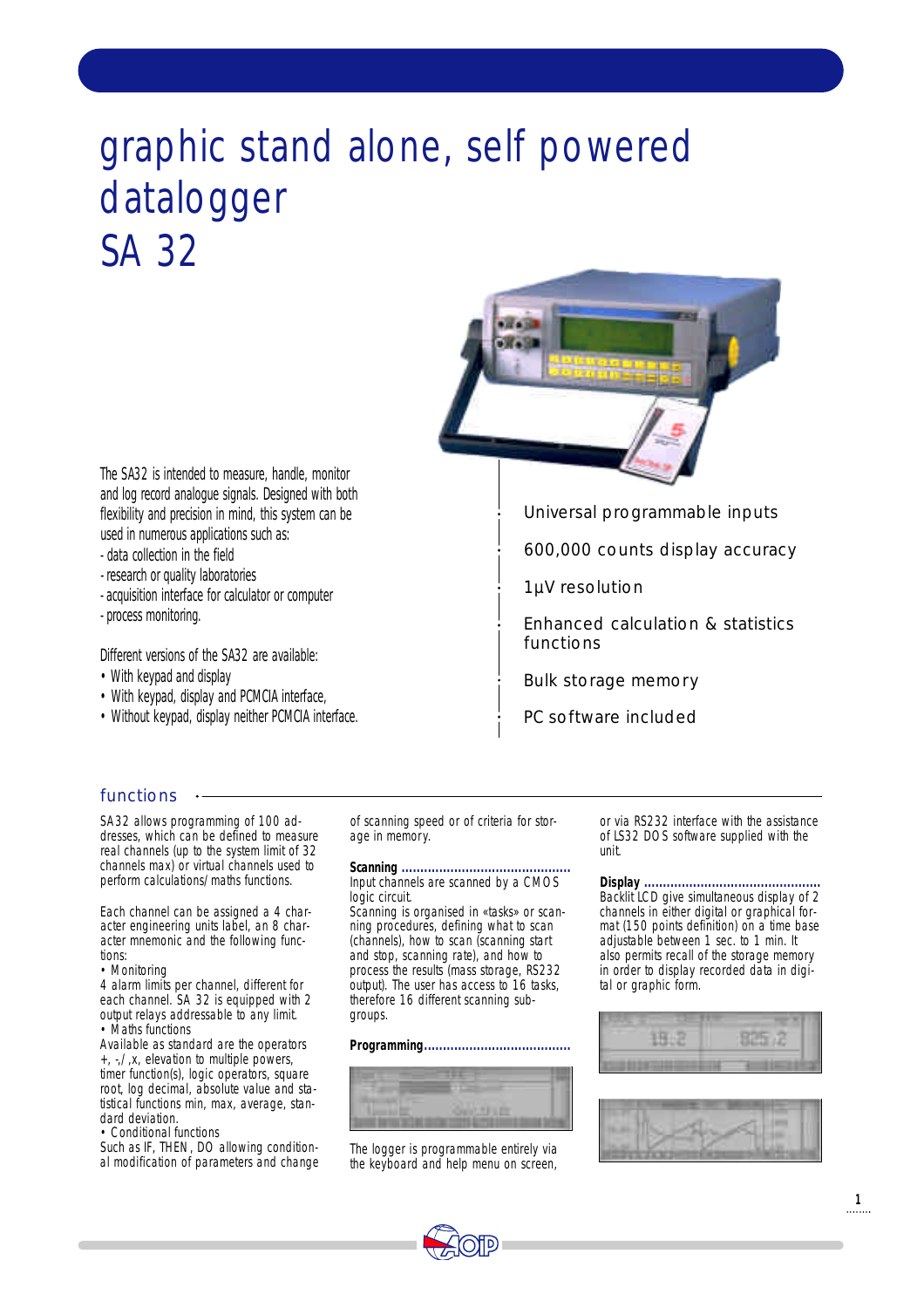# graphic stand alone, self powered datalogger SA 32

The SA32 is intended to measure, handle, monitor and log record analogue signals. Designed with both flexibility and precision in mind, this system can be used in numerous applications such as:

- data collection in the field
- research or quality laboratories
- acquisition interface for calculator or computer
- process monitoring.

Different versions of the SA32 are available:

- With keypad and display
- With keypad, display and PCMCIA interface,
- Without keypad, display neither PCMCIA interface.

- Universal programmable inputs
- 600,000 counts display accuracy
- 1µV resolution
- Enhanced calculation & statistics functions
- Bulk storage memory
- PC software included

## functions

SA32 allows programming of 100 addresses, which can be defined to measure real channels (up to the system limit of 32 channels max) or virtual channels used to perform calculations/maths functions.

Each channel can be assigned a 4 character engineering units label, an 8 character mnemonic and the following functions:

- Monitoring

4 alarm limits per channel, different for each channel. SA 32 is equipped with 2 output relays addressable to any limit.

- Maths functions

Available as standard are the operators +, -,/ ,x, elevation to multiple powers, timer function(s), logic operators, square root, log decimal, absolute value and statistical functions min, max, average, standard deviation.

- Conditional functions

Such as IF, THEN, DO allowing conditional modification of parameters and change of scanning speed or of criteria for storage in memory.

**Scanning**

Input channels are scanned by a CMOS logic circuit.
Scanning is organised in «tasks» or scanning procedures, defining what to scan (channels), how to scan (scanning start and stop, scanning rate), and how to process the results (mass storage, RS232 output). The user has access to 16 tasks, therefore 16 different scanning subgroups.

**Programming**

The logger is programmable entirely via the keyboard and help menu on screen, or via RS232 interface with the assistance of LS32 DOS software supplied with the unit.

**Display**

Backlit LCD give simultaneous display of 2 channels in either digital or graphical format (150 points definition) on a time base adjustable between 1 sec. to 1 min. It also permits recall of the storage memory in order to display recorded data in digital or graphic form.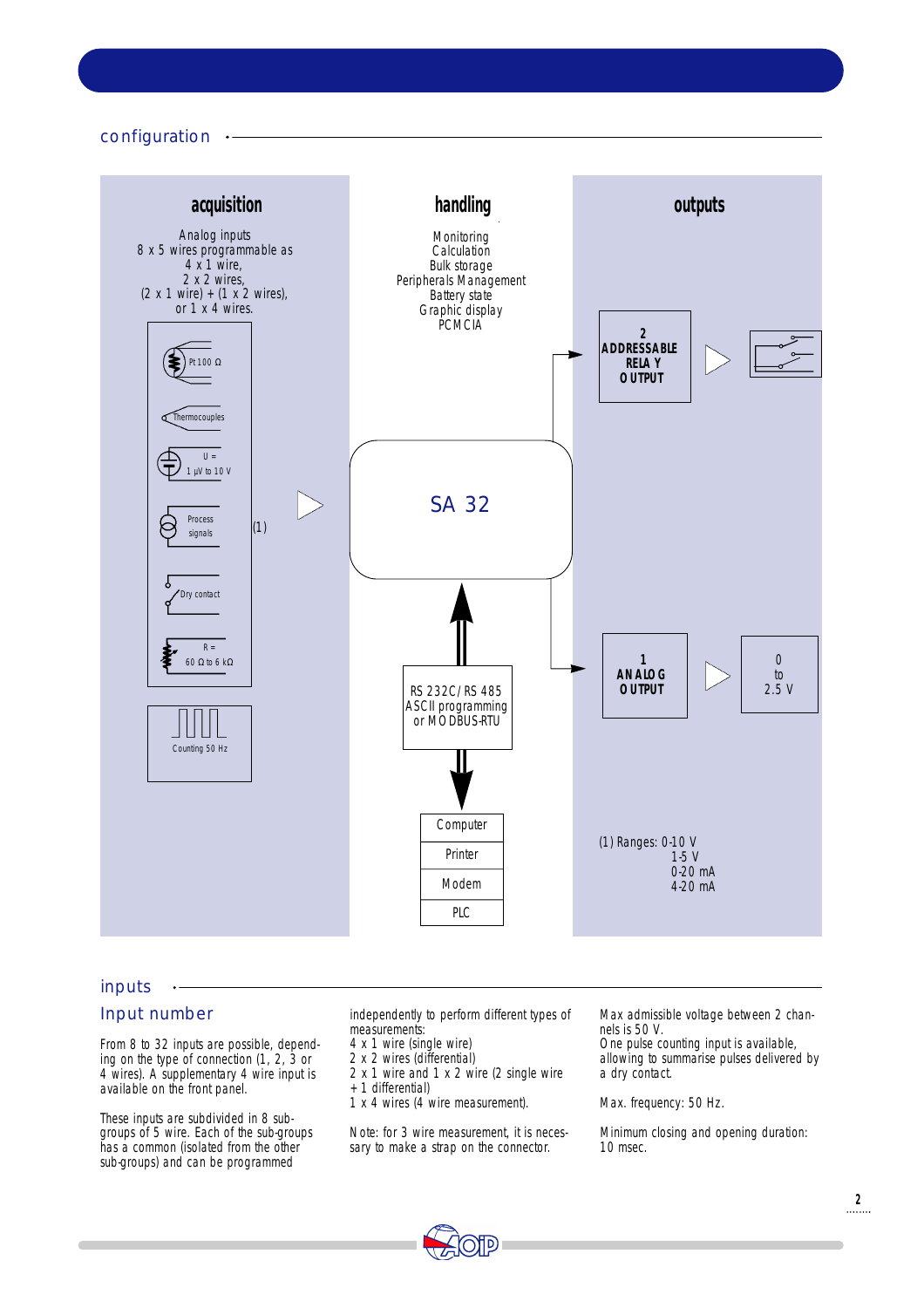## configuration

### acquisition

Analog inputs
8 x 5 wires programmable as
4 x 1 wire,
2 x 2 wires,
(2 x 1 wire) + (1 x 2 wires),
or 1 x 4 wires.

Pt 100 Ω
Thermocouples
U = 1 µV to 10 V
Process signals (1)
Dry contact
R = 60 Ω to 6 kΩ

Counting 50 Hz

### handling

Monitoring
Calculation
Bulk storage
Peripherals Management
Battery state
Graphic display
PCMCIA

SA 32

RS 232C/RS 485
ASCII programming
or MODBUS-RTU

Computer
Printer
Modem
PLC

### outputs

2 ADDRESSABLE RELAY OUTPUT

1 ANALOG OUTPUT — 0 to 2.5 V

(1) Ranges: 0-10 V
1-5 V
0-20 mA
4-20 mA

## inputs

### Input number

From 8 to 32 inputs are possible, depending on the type of connection (1, 2, 3 or 4 wires). A supplementary 4 wire input is available on the front panel.

These inputs are subdivided in 8 subgroups of 5 wire. Each of the sub-groups has a common (isolated from the other sub-groups) and can be programmed independently to perform different types of measurements:
4 x 1 wire (single wire)
2 x 2 wires (differential)
2 x 1 wire and 1 x 2 wire (2 single wire + 1 differential)
1 x 4 wires (4 wire measurement).

Note: for 3 wire measurement, it is necessary to make a strap on the connector.

Max admissible voltage between 2 channels is 50 V.
One pulse counting input is available, allowing to summarise pulses delivered by a dry contact.

Max. frequency: 50 Hz.

Minimum closing and opening duration: 10 msec.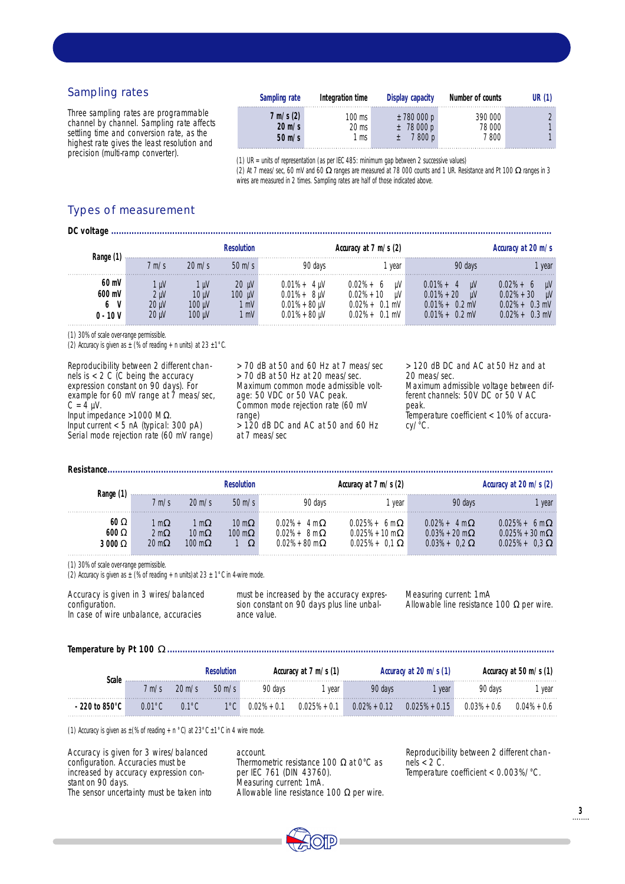## Sampling rates

Three sampling rates are programmable channel by channel. Sampling rate affects settling time and conversion rate, as the highest rate gives the least resolution and precision (multi-ramp converter).

| Sampling rate | Integration time | Display capacity | Number of counts | UR (1) |
|---|---|---|---|---|
| 7 m/s (2) | 100 ms | ± 780 000 p | 390 000 | 2 |
| 20 m/s | 20 ms | ± 78 000 p | 78 000 | 1 |
| 50 m/s | 1 ms | ± 7 800 p | 7 800 | 1 |

(1) UR = units of representation (as per IEC 485: minimum gap between 2 successive values)
(2) At 7 meas/sec, 60 mV and 60 Ω ranges are measured at 78 000 counts and 1 UR. Resistance and Pt 100 Ω ranges in 3 wires are measured in 2 times. Sampling rates are half of those indicated above.

## Types of measurement

### DC voltage

| Range (1) | Resolution | | | Accuracy at 7 m/s (2) | | Accuracy at 20 m/s | |
|---|---|---|---|---|---|---|---|
| | 7 m/s | 20 m/s | 50 m/s | 90 days | 1 year | 90 days | 1 year |
| 60 mV | 1 µV | 1 µV | 20 µV | 0.01% + 4 µV | 0.02% + 6 µV | 0.01% + 4 µV | 0.02% + 6 µV |
| 600 mV | 2 µV | 10 µV | 100 µV | 0.01% + 8 µV | 0.02% + 10 µV | 0.01% + 20 µV | 0.02% + 30 µV |
| 6 V | 20 µV | 100 µV | 1 mV | 0.01% + 80 µV | 0.02% + 0.1 mV | 0.01% + 0.2 mV | 0.02% + 0.3 mV |
| 0 - 10 V | 20 µV | 100 µV | 1 mV | 0.01% + 80 µV | 0.02% + 0.1 mV | 0.01% + 0.2 mV | 0.02% + 0.3 mV |

(1) 30% of scale over-range permissible.
(2) Accuracy is given as ± (% of reading + n units) at 23 ±1°C.

Reproducibility between 2 different channels is < 2 C (C being the accuracy expression constant on 90 days). For example for 60 mV range at 7 meas/sec, C = 4 µV.
Input impedance >1000 MΩ.
Input current < 5 nA (typical: 300 pA)
Serial mode rejection rate (60 mV range)
> 70 dB at 50 and 60 Hz at 7 meas/sec
> 70 dB at 50 Hz at 20 meas/sec.
Maximum common mode admissible voltage: 50 VDC or 50 VAC peak.
Common mode rejection rate (60 mV range)
> 120 dB DC and AC at 50 and 60 Hz at 7 meas/sec
> 120 dB DC and AC at 50 Hz and at 20 meas/sec.
Maximum admissible voltage between different channels: 50V DC or 50 V AC peak.
Temperature coefficient < 10% of accuracy/°C.

### Resistance

| Range (1) | Resolution | | | Accuracy at 7 m/s (2) | | Accuracy at 20 m/s (2) | |
|---|---|---|---|---|---|---|---|
| | 7 m/s | 20 m/s | 50 m/s | 90 days | 1 year | 90 days | 1 year |
| 60 Ω | 1 mΩ | 1 mΩ | 10 mΩ | 0.02% + 4 mΩ | 0.025% + 6 mΩ | 0.02% + 4 mΩ | 0.025% + 6 mΩ |
| 600 Ω | 2 mΩ | 10 mΩ | 100 mΩ | 0.02% + 8 mΩ | 0.025% + 10 mΩ | 0.03% + 20 mΩ | 0.025% + 30 mΩ |
| 3 000 Ω | 20 mΩ | 100 mΩ | 1 Ω | 0.02% + 80 mΩ | 0.025% + 0,1 Ω | 0.03% + 0,2 Ω | 0.025% + 0,3 Ω |

(1) 30% of scale over-range permissible.
(2) Accuracy is given as ± (% of reading + n units)at 23 ± 1°C in 4-wire mode.

Accuracy is given in 3 wires/balanced configuration.
In case of wire unbalance, accuracies must be increased by the accuracy expression constant on 90 days plus line unbalance value.
Measuring current: 1mA
Allowable line resistance 100 Ω per wire.

### Temperature by Pt 100 Ω

| Scale | Resolution | | | Accuracy at 7 m/s (1) | | Accuracy at 20 m/s (1) | | Accuracy at 50 m/s (1) | |
|---|---|---|---|---|---|---|---|---|---|
| | 7 m/s | 20 m/s | 50 m/s | 90 days | 1 year | 90 days | 1 year | 90 days | 1 year |
| - 220 to 850°C | 0.01°C | 0.1°C | 1°C | 0.02% + 0.1 | 0.025% + 0.1 | 0.02% + 0.12 | 0.025% + 0.15 | 0.03% + 0.6 | 0.04% + 0.6 |

(1) Accuracy is given as ±(% of reading + n °C) at 23°C ±1°C in 4 wire mode.

Accuracy is given for 3 wires/balanced configuration. Accuracies must be increased by accuracy expression constant on 90 days.
The sensor uncertainty must be taken into account.
Thermometric resistance 100 Ω at 0°C as per IEC 761 (DIN 43760).
Measuring current: 1mA.
Allowable line resistance 100 Ω per wire.
Reproducibility between 2 different channels < 2 C.
Temperature coefficient < 0.003%/°C.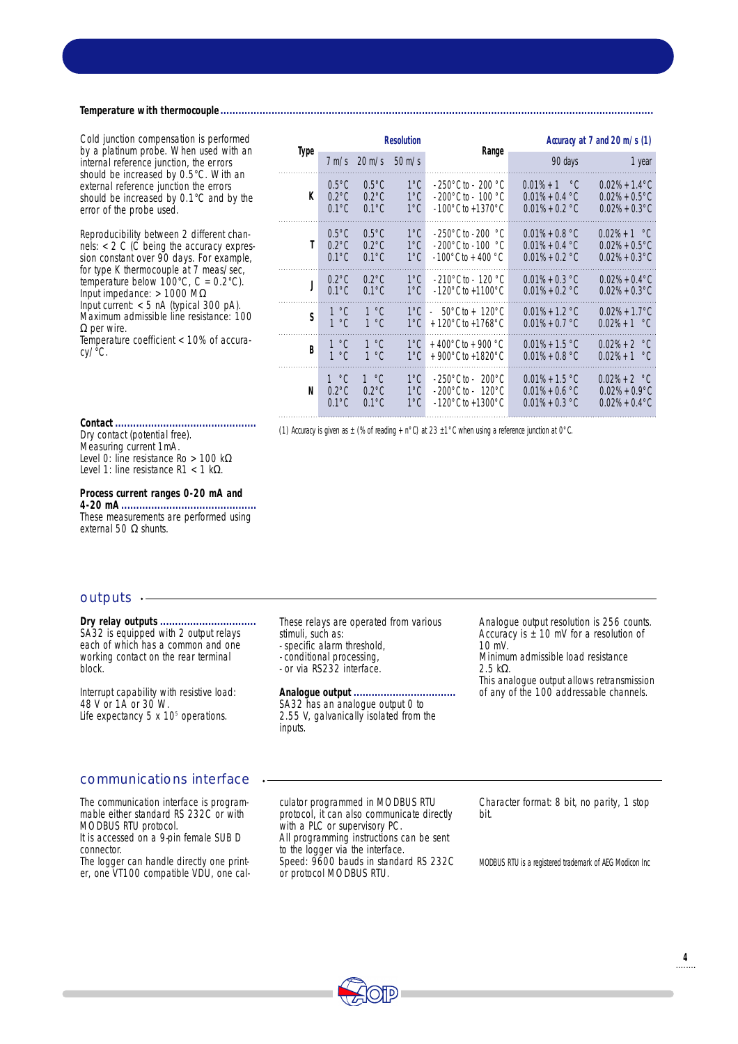**Temperature with thermocouple**

Cold junction compensation is performed by a platinum probe. When used with an internal reference junction, the errors should be increased by 0.5°C. With an external reference junction the errors should be increased by 0.1°C and by the error of the probe used.

Reproducibility between 2 different channels: < 2 C (C being the accuracy expression constant over 90 days. For example, for type K thermocouple at 7 meas/sec, temperature below 100°C, C = 0.2°C).
Input impedance: > 1000 MΩ
Input current: < 5 nA (typical 300 pA).
Maximum admissible line resistance: 100 Ω per wire.
Temperature coefficient < 10% of accuracy/°C.

| Type | Resolution | | | Range | Accuracy at 7 and 20 m/s (1) | |
|---|---|---|---|---|---|---|
| | 7 m/s | 20 m/s | 50 m/s | | 90 days | 1 year |
| K | 0.5°C<br>0.2°C<br>0.1°C | 0.5°C<br>0.2°C<br>0.1°C | 1°C<br>1°C<br>1°C | -250°C to - 200 °C<br>-200°C to - 100 °C<br>-100°C to +1370°C | 0.01% + 1 °C<br>0.01% + 0.4 °C<br>0.01% + 0.2 °C | 0.02% + 1.4°C<br>0.02% + 0.5°C<br>0.02% + 0.3°C |
| T | 0.5°C<br>0.2°C<br>0.1°C | 0.5°C<br>0.2°C<br>0.1°C | 1°C<br>1°C<br>1°C | -250°C to -200 °C<br>-200°C to -100 °C<br>-100°C to + 400 °C | 0.01% + 0.8 °C<br>0.01% + 0.4 °C<br>0.01% + 0.2 °C | 0.02% + 1 °C<br>0.02% + 0.5°C<br>0.02% + 0.3°C |
| J | 0.2°C<br>0.1°C | 0.2°C<br>0.1°C | 1°C<br>1°C | -210°C to - 120 °C<br>-120°C to +1100°C | 0.01% + 0.3 °C<br>0.01% + 0.2 °C | 0.02% + 0.4°C<br>0.02% + 0.3°C |
| S | 1 °C<br>1 °C | 1 °C<br>1 °C | 1°C<br>1°C | - 50°C to + 120°C<br>+120°C to +1768°C | 0.01% + 1.2 °C<br>0.01% + 0.7 °C | 0.02% + 1.7°C<br>0.02% + 1 °C |
| B | 1 °C<br>1 °C | 1 °C<br>1 °C | 1°C<br>1°C | +400°C to + 900 °C<br>+900°C to +1820°C | 0.01% + 1.5 °C<br>0.01% + 0.8 °C | 0.02% + 2 °C<br>0.02% + 1 °C |
| N | 1 °C<br>0.2°C<br>0.1°C | 1 °C<br>0.2°C<br>0.1°C | 1°C<br>1°C<br>1°C | -250°C to - 200°C<br>-200°C to - 120°C<br>-120°C to +1300°C | 0.01% + 1.5 °C<br>0.01% + 0.6 °C<br>0.01% + 0.3 °C | 0.02% + 2 °C<br>0.02% + 0.9°C<br>0.02% + 0.4°C |

(1) Accuracy is given as ± (% of reading + n°C) at 23 ±1°C when using a reference junction at 0°C.

**Contact**

Dry contact (potential free).
Measuring current 1mA.
Level 0: line resistance Ro > 100 kΩ
Level 1: line resistance R1 < 1 kΩ.

**Process current ranges 0-20 mA and 4-20 mA**

These measurements are performed using external 50 Ω shunts.

## outputs

**Dry relay outputs**

SA32 is equipped with 2 output relays each of which has a common and one working contact on the rear terminal block.

Interrupt capability with resistive load: 48 V or 1A or 30 W.
Life expectancy 5 x $10^5$ operations.

These relays are operated from various stimuli, such as:
- specific alarm threshold,
- conditional processing,
- or via RS232 interface.

**Analogue output**

SA32 has an analogue output 0 to 2.55 V, galvanically isolated from the inputs.

Analogue output resolution is 256 counts.
Accuracy is ± 10 mV for a resolution of 10 mV.
Minimum admissible load resistance 2.5 kΩ.
This analogue output allows retransmission of any of the 100 addressable channels.

## communications interface

The communication interface is programmable either standard RS 232C or with MODBUS RTU protocol.
It is accessed on a 9-pin female SUB D connector.
The logger can handle directly one printer, one VT100 compatible VDU, one calculator programmed in MODBUS RTU protocol, it can also communicate directly with a PLC or supervisory PC.
All programming instructions can be sent to the logger via the interface.
Speed: 9600 bauds in standard RS 232C or protocol MODBUS RTU.

Character format: 8 bit, no parity, 1 stop bit.

MODBUS RTU is a registered trademark of AEG Modicon Inc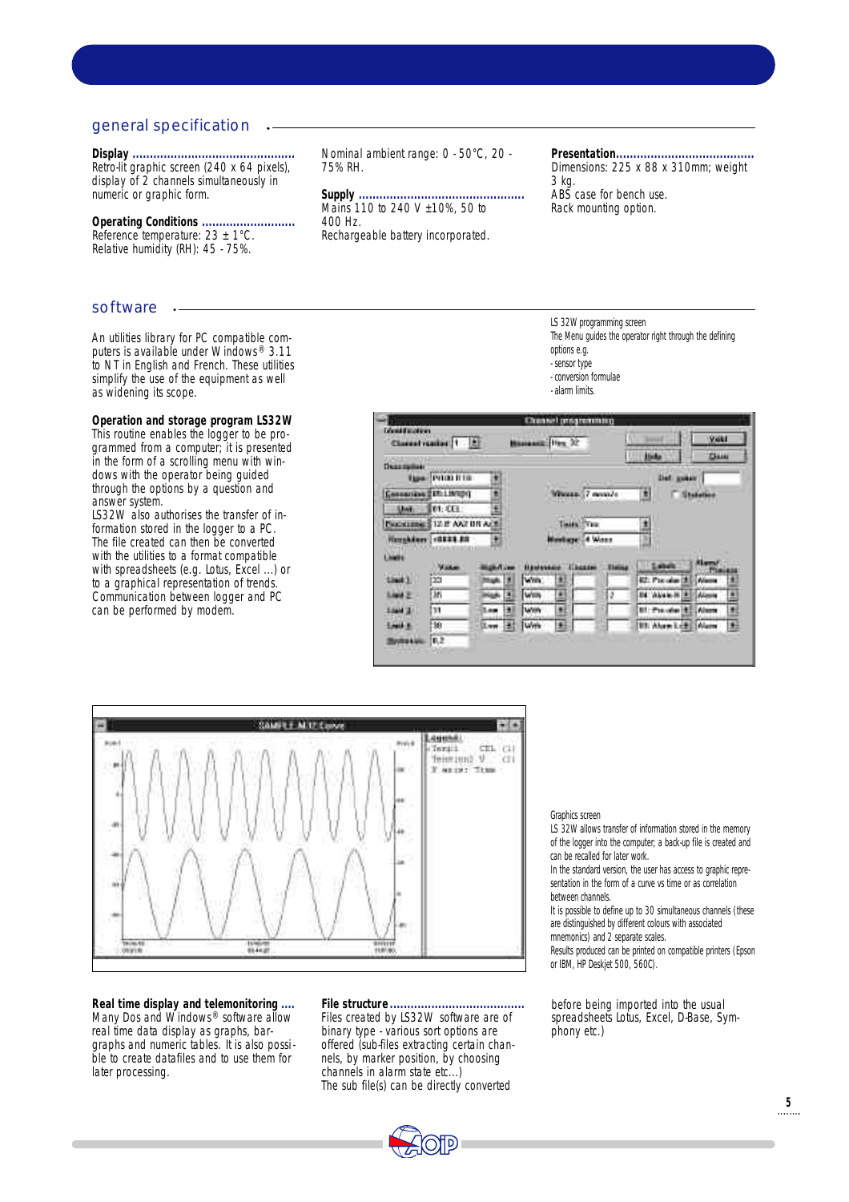## general specification

**Display**
Retro-lit graphic screen (240 x 64 pixels), display of 2 channels simultaneously in numeric or graphic form.

**Operating Conditions**
Reference temperature: 23 ± 1°C.
Relative humidity (RH): 45 - 75%.

Nominal ambient range: 0 - 50°C, 20 - 75% RH.

**Supply**
Mains 110 to 240 V ±10%, 50 to 400 Hz.
Rechargeable battery incorporated.

**Presentation**
Dimensions: 225 x 88 x 310mm; weight 3 kg.
ABS case for bench use.
Rack mounting option.

## software

An utilities library for PC compatible computers is available under Windows® 3.11 to NT in English and French. These utilities simplify the use of the equipment as well as widening its scope.

**Operation and storage program LS32W**
This routine enables the logger to be programmed from a computer; it is presented in the form of a scrolling menu with windows with the operator being guided through the options by a question and answer system.
LS32W also authorises the transfer of information stored in the logger to a PC. The file created can then be converted with the utilities to a format compatible with spreadsheets (e.g. Lotus, Excel ...) or to a graphical representation of trends. Communication between logger and PC can be performed by modem.

LS 32W programming screen
The Menu guides the operator right through the defining options e.g.
- sensor type
- conversion formulae
- alarm limits.

Graphics screen
LS 32W allows transfer of information stored in the memory of the logger into the computer; a back-up file is created and can be recalled for later work.
In the standard version, the user has access to graphic representation in the form of a curve vs time or as correlation between channels.
It is possible to define up to 30 simultaneous channels (these are distinguished by different colours with associated mnemonics) and 2 separate scales.
Results produced can be printed on compatible printers (Epson or IBM, HP Deskjet 500, 560C).

**Real time display and telemonitoring**
Many Dos and Windows® software allow real time data display as graphs, bargraphs and numeric tables. It is also possible to create datafiles and to use them for later processing.

**File structure**
Files created by LS32W software are of binary type - various sort options are offered (sub-files extracting certain channels, by marker position, by choosing channels in alarm state etc...)
The sub file(s) can be directly converted before being imported into the usual spreadsheets Lotus, Excel, D-Base, Symphony etc.)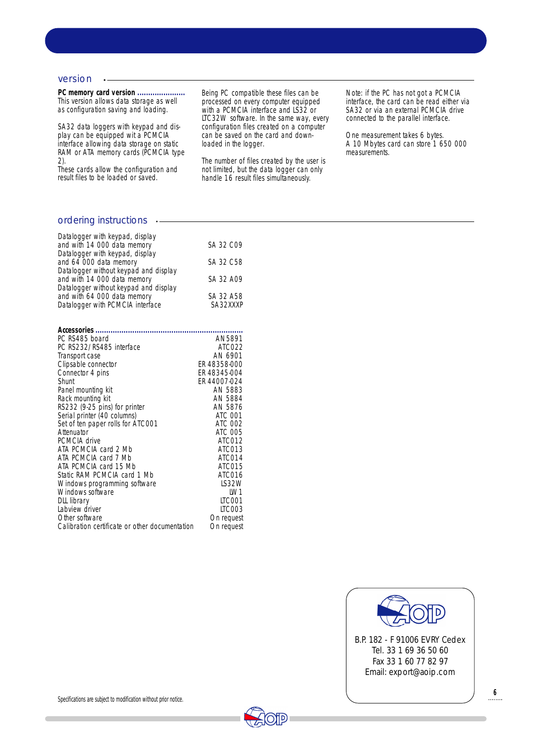## version

**PC memory card version**

This version allows data storage as well as configuration saving and loading.

SA32 data loggers with keypad and display can be equipped wit a PCMCIA interface allowing data storage on static RAM or ATA memory cards (PCMCIA type 2).
These cards allow the configuration and result files to be loaded or saved.

Being PC compatible these files can be processed on every computer equipped with a PCMCIA interface and LS32 or LTC32W software. In the same way, every configuration files created on a computer can be saved on the card and downloaded in the logger.

The number of files created by the user is not limited, but the data logger can only handle 16 result files simultaneously.

Note: if the PC has not got a PCMCIA interface, the card can be read either via SA32 or via an external PCMCIA drive connected to the parallel interface.

One measurement takes 6 bytes.
A 10 Mbytes card can store 1 650 000 measurements.

## ordering instructions

| | |
|---|---|
| Datalogger with keypad, display and with 14 000 data memory | SA 32 C09 |
| Datalogger with keypad, display and 64 000 data memory | SA 32 C58 |
| Datalogger without keypad and display and with 14 000 data memory | SA 32 A09 |
| Datalogger without keypad and display and with 64 000 data memory | SA 32 A58 |
| Datalogger with PCMCIA interface | SA32XXXP |

**Accessories**

| | |
|---|---|
| PC RS485 board | AN5891 |
| PC RS232/RS485 interface | ATC022 |
| Transport case | AN 6901 |
| Clipsable connector | ER48358-000 |
| Connector 4 pins | ER48345-004 |
| Shunt | ER44007-024 |
| Panel mounting kit | AN 5883 |
| Rack mounting kit | AN 5884 |
| RS232 (9-25 pins) for printer | AN 5876 |
| Serial printer (40 columns) | ATC 001 |
| Set of ten paper rolls for ATC001 | ATC 002 |
| Attenuator | ATC 005 |
| PCMCIA drive | ATC012 |
| ATA PCMCIA card 2 Mb | ATC013 |
| ATA PCMCIA card 7 Mb | ATC014 |
| ATA PCMCIA card 15 Mb | ATC015 |
| Static RAM PCMCIA card 1 Mb | ATC016 |
| Windows programming software | LS32W |
| Windows software | LW1 |
| DLL library | LTC001 |
| Labview driver | LTC003 |
| Other software | On request |
| Calibration certificate or other documentation | On request |

AOIP
B.P. 182 - F 91006 EVRY Cedex
Tel. 33 1 69 36 50 60
Fax 33 1 60 77 82 97
Email: export@aoip.com

Specifications are subject to modification without prior notice.